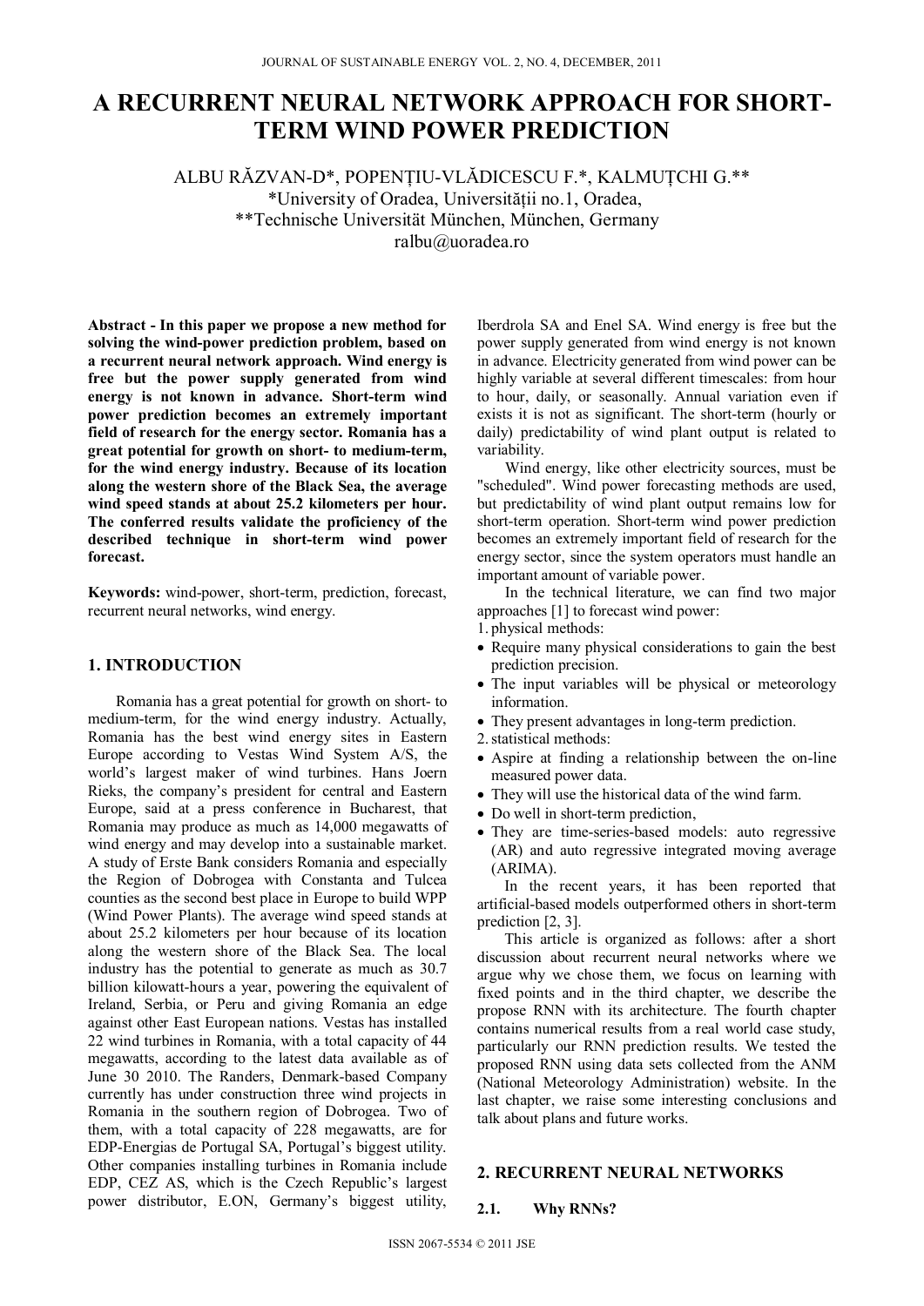# A RECURRENT NEURAL NETWORK APPROACH FOR SHORT-TERM WIND POWER PREDICTION

ALBU RĂZVAN-D*, POPENȚIU-VLĂDICESCU F.*, KALMUȚCHI G.**
*University of Oradea, Universității no.1, Oradea,
**Technische Universität München, München, Germany
ralbu@uoradea.ro

**Abstract - In this paper we propose a new method for solving the wind-power prediction problem, based on a recurrent neural network approach. Wind energy is free but the power supply generated from wind energy is not known in advance. Short-term wind power prediction becomes an extremely important field of research for the energy sector. Romania has a great potential for growth on short- to medium-term, for the wind energy industry. Because of its location along the western shore of the Black Sea, the average wind speed stands at about 25.2 kilometers per hour. The conferred results validate the proficiency of the described technique in short-term wind power forecast.**

**Keywords:** wind-power, short-term, prediction, forecast, recurrent neural networks, wind energy.

## 1. INTRODUCTION

Romania has a great potential for growth on short- to medium-term, for the wind energy industry. Actually, Romania has the best wind energy sites in Eastern Europe according to Vestas Wind System A/S, the world's largest maker of wind turbines. Hans Joern Rieks, the company's president for central and Eastern Europe, said at a press conference in Bucharest, that Romania may produce as much as 14,000 megawatts of wind energy and may develop into a sustainable market. A study of Erste Bank considers Romania and especially the Region of Dobrogea with Constanta and Tulcea counties as the second best place in Europe to build WPP (Wind Power Plants). The average wind speed stands at about 25.2 kilometers per hour because of its location along the western shore of the Black Sea. The local industry has the potential to generate as much as 30.7 billion kilowatt-hours a year, powering the equivalent of Ireland, Serbia, or Peru and giving Romania an edge against other East European nations. Vestas has installed 22 wind turbines in Romania, with a total capacity of 44 megawatts, according to the latest data available as of June 30 2010. The Randers, Denmark-based Company currently has under construction three wind projects in Romania in the southern region of Dobrogea. Two of them, with a total capacity of 228 megawatts, are for EDP-Energias de Portugal SA, Portugal's biggest utility. Other companies installing turbines in Romania include EDP, CEZ AS, which is the Czech Republic's largest power distributor, E.ON, Germany's biggest utility, Iberdrola SA and Enel SA. Wind energy is free but the power supply generated from wind energy is not known in advance. Electricity generated from wind power can be highly variable at several different timescales: from hour to hour, daily, or seasonally. Annual variation even if exists it is not as significant. The short-term (hourly or daily) predictability of wind plant output is related to variability.

Wind energy, like other electricity sources, must be "scheduled". Wind power forecasting methods are used, but predictability of wind plant output remains low for short-term operation. Short-term wind power prediction becomes an extremely important field of research for the energy sector, since the system operators must handle an important amount of variable power.

In the technical literature, we can find two major approaches [1] to forecast wind power:

1. physical methods:
   - Require many physical considerations to gain the best prediction precision.
   - The input variables will be physical or meteorology information.
   - They present advantages in long-term prediction.
2. statistical methods:
   - Aspire at finding a relationship between the on-line measured power data.
   - They will use the historical data of the wind farm.
   - Do well in short-term prediction,
   - They are time-series-based models: auto regressive (AR) and auto regressive integrated moving average (ARIMA).

In the recent years, it has been reported that artificial-based models outperformed others in short-term prediction [2, 3].

This article is organized as follows: after a short discussion about recurrent neural networks where we argue why we chose them, we focus on learning with fixed points and in the third chapter, we describe the propose RNN with its architecture. The fourth chapter contains numerical results from a real world case study, particularly our RNN prediction results. We tested the proposed RNN using data sets collected from the ANM (National Meteorology Administration) website. In the last chapter, we raise some interesting conclusions and talk about plans and future works.

## 2. RECURRENT NEURAL NETWORKS

### 2.1. Why RNNs?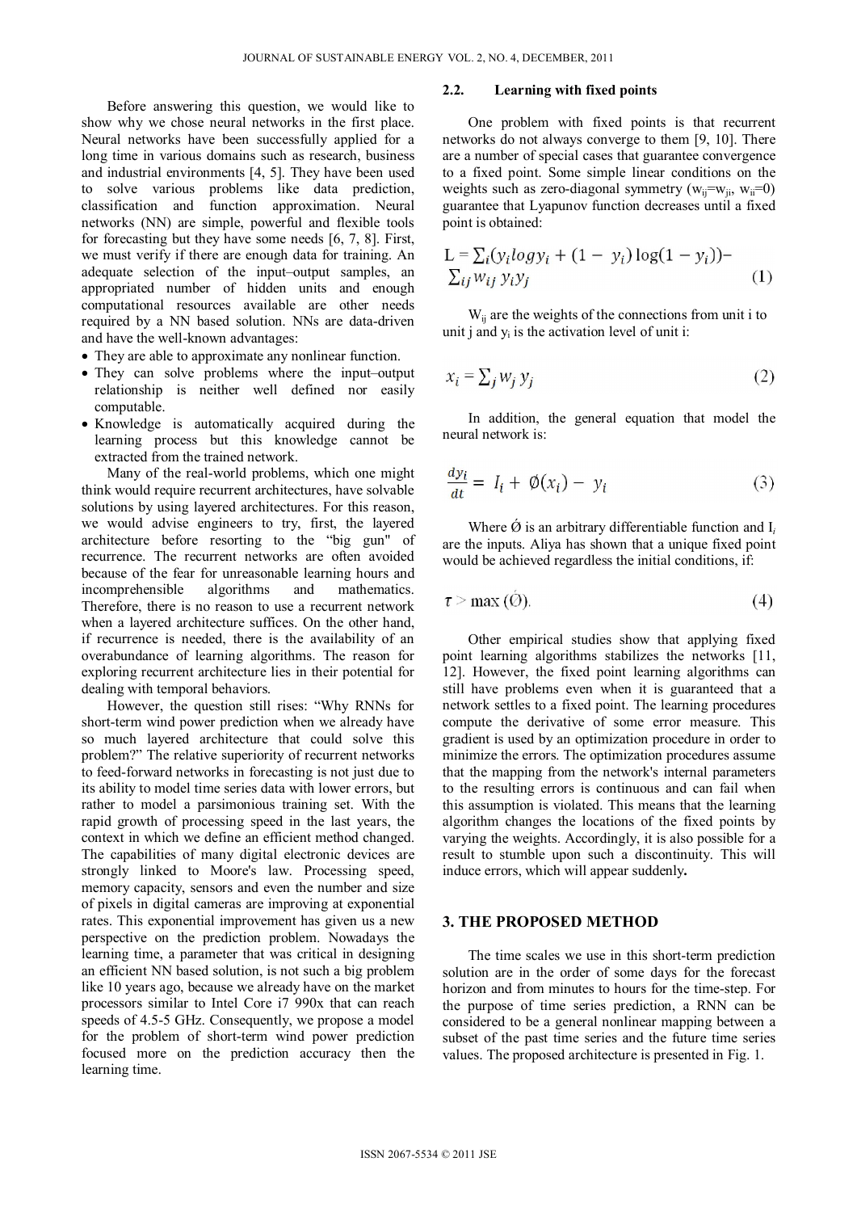Before answering this question, we would like to show why we chose neural networks in the first place. Neural networks have been successfully applied for a long time in various domains such as research, business and industrial environments [4, 5]. They have been used to solve various problems like data prediction, classification and function approximation. Neural networks (NN) are simple, powerful and flexible tools for forecasting but they have some needs [6, 7, 8]. First, we must verify if there are enough data for training. An adequate selection of the input–output samples, an appropriated number of hidden units and enough computational resources available are other needs required by a NN based solution. NNs are data-driven and have the well-known advantages:

- They are able to approximate any nonlinear function.
- They can solve problems where the input–output relationship is neither well defined nor easily computable.
- Knowledge is automatically acquired during the learning process but this knowledge cannot be extracted from the trained network.

Many of the real-world problems, which one might think would require recurrent architectures, have solvable solutions by using layered architectures. For this reason, we would advise engineers to try, first, the layered architecture before resorting to the "big gun" of recurrence. The recurrent networks are often avoided because of the fear for unreasonable learning hours and incomprehensible algorithms and mathematics. Therefore, there is no reason to use a recurrent network when a layered architecture suffices. On the other hand, if recurrence is needed, there is the availability of an overabundance of learning algorithms. The reason for exploring recurrent architecture lies in their potential for dealing with temporal behaviors.

However, the question still rises: "Why RNNs for short-term wind power prediction when we already have so much layered architecture that could solve this problem?" The relative superiority of recurrent networks to feed-forward networks in forecasting is not just due to its ability to model time series data with lower errors, but rather to model a parsimonious training set. With the rapid growth of processing speed in the last years, the context in which we define an efficient method changed. The capabilities of many digital electronic devices are strongly linked to Moore's law. Processing speed, memory capacity, sensors and even the number and size of pixels in digital cameras are improving at exponential rates. This exponential improvement has given us a new perspective on the prediction problem. Nowadays the learning time, a parameter that was critical in designing an efficient NN based solution, is not such a big problem like 10 years ago, because we already have on the market processors similar to Intel Core i7 990x that can reach speeds of 4.5-5 GHz. Consequently, we propose a model for the problem of short-term wind power prediction focused more on the prediction accuracy then the learning time.

### 2.2. Learning with fixed points

One problem with fixed points is that recurrent networks do not always converge to them [9, 10]. There are a number of special cases that guarantee convergence to a fixed point. Some simple linear conditions on the weights such as zero-diagonal symmetry ($w_{ij}=w_{ji}$, $w_{ii}=0$) guarantee that Lyapunov function decreases until a fixed point is obtained:

$$L = \sum_i (y_i log y_i + (1 - y_i)\log(1 - y_i)) - \sum_{ij} w_{ij}\, y_i y_j \tag{1}$$

$W_{ij}$ are the weights of the connections from unit i to unit j and $y_i$ is the activation level of unit i:

$$x_i = \sum_j w_j\, y_j \tag{2}$$

In addition, the general equation that model the neural network is:

$$\frac{dy_i}{dt} = I_i + \acute{\varnothing}(x_i) - y_i \tag{3}$$

Where $\acute{\varnothing}$ is an arbitrary differentiable function and $I_i$ are the inputs. Aliya has shown that a unique fixed point would be achieved regardless the initial conditions, if:

$$\tau > \max(\acute{\varnothing}). \tag{4}$$

Other empirical studies show that applying fixed point learning algorithms stabilizes the networks [11, 12]. However, the fixed point learning algorithms can still have problems even when it is guaranteed that a network settles to a fixed point. The learning procedures compute the derivative of some error measure. This gradient is used by an optimization procedure in order to minimize the errors. The optimization procedures assume that the mapping from the network's internal parameters to the resulting errors is continuous and can fail when this assumption is violated. This means that the learning algorithm changes the locations of the fixed points by varying the weights. Accordingly, it is also possible for a result to stumble upon such a discontinuity. This will induce errors, which will appear suddenly**.**

## 3. THE PROPOSED METHOD

The time scales we use in this short-term prediction solution are in the order of some days for the forecast horizon and from minutes to hours for the time-step. For the purpose of time series prediction, a RNN can be considered to be a general nonlinear mapping between a subset of the past time series and the future time series values. The proposed architecture is presented in Fig. 1.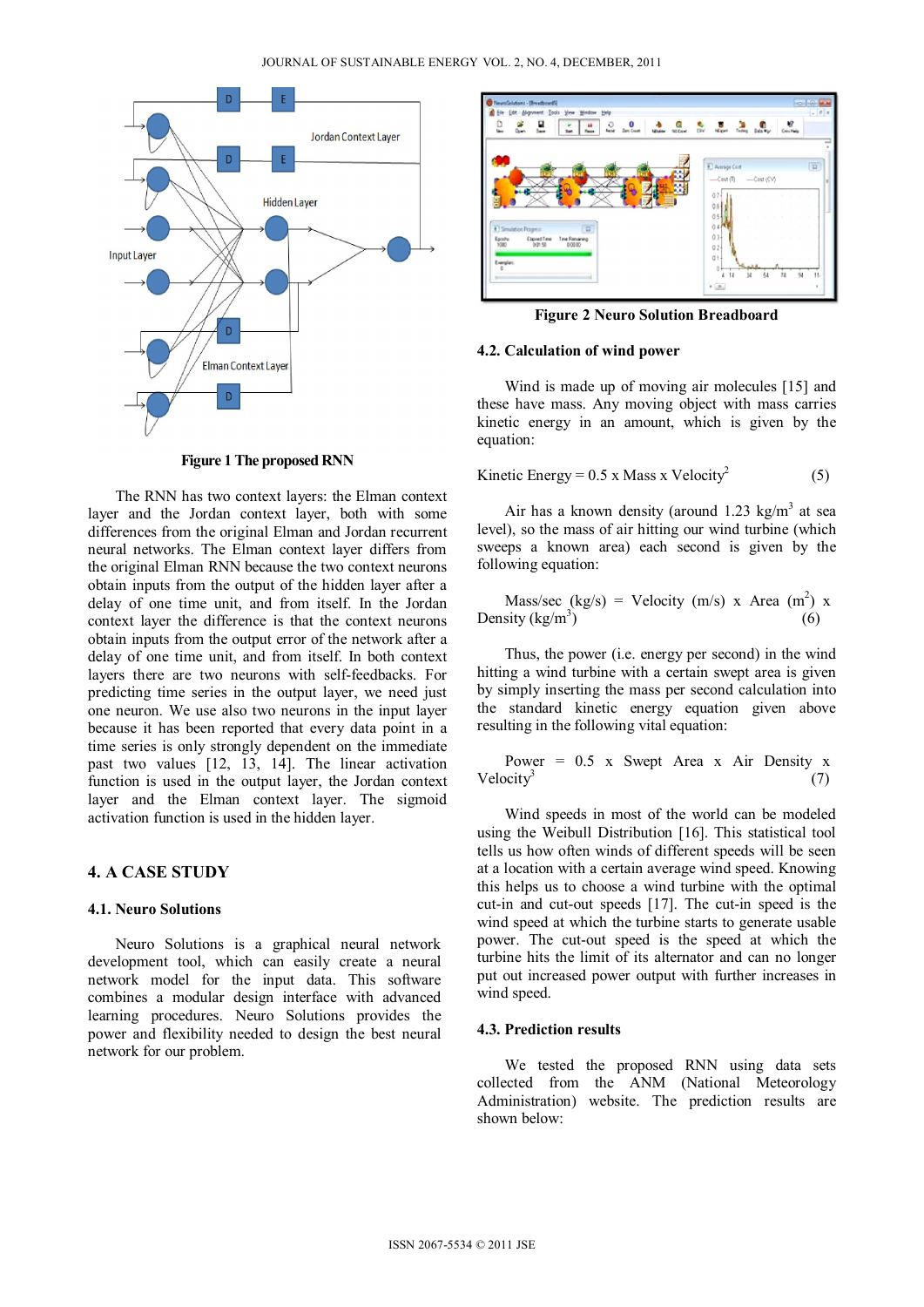Figure 1 The proposed RNN

The RNN has two context layers: the Elman context layer and the Jordan context layer, both with some differences from the original Elman and Jordan recurrent neural networks. The Elman context layer differs from the original Elman RNN because the two context neurons obtain inputs from the output of the hidden layer after a delay of one time unit, and from itself. In the Jordan context layer the difference is that the context neurons obtain inputs from the output error of the network after a delay of one time unit, and from itself. In both context layers there are two neurons with self-feedbacks. For predicting time series in the output layer, we need just one neuron. We use also two neurons in the input layer because it has been reported that every data point in a time series is only strongly dependent on the immediate past two values [12, 13, 14]. The linear activation function is used in the output layer, the Jordan context layer and the Elman context layer. The sigmoid activation function is used in the hidden layer.

## 4. A CASE STUDY

### 4.1. Neuro Solutions

Neuro Solutions is a graphical neural network development tool, which can easily create a neural network model for the input data. This software combines a modular design interface with advanced learning procedures. Neuro Solutions provides the power and flexibility needed to design the best neural network for our problem.

Figure 2 Neuro Solution Breadboard

### 4.2. Calculation of wind power

Wind is made up of moving air molecules [15] and these have mass. Any moving object with mass carries kinetic energy in an amount, which is given by the equation:

$$\text{Kinetic Energy} = 0.5 \times \text{Mass} \times \text{Velocity}^2 \quad (5)$$

Air has a known density (around 1.23 $kg/m^3$ at sea level), so the mass of air hitting our wind turbine (which sweeps a known area) each second is given by the following equation:

$$\text{Mass/sec (kg/s)} = \text{Velocity (m/s)} \times \text{Area } (m^2) \times \text{Density } (kg/m^3) \quad (6)$$

Thus, the power (i.e. energy per second) in the wind hitting a wind turbine with a certain swept area is given by simply inserting the mass per second calculation into the standard kinetic energy equation given above resulting in the following vital equation:

$$\text{Power} = 0.5 \times \text{Swept Area} \times \text{Air Density} \times \text{Velocity}^3 \quad (7)$$

Wind speeds in most of the world can be modeled using the Weibull Distribution [16]. This statistical tool tells us how often winds of different speeds will be seen at a location with a certain average wind speed. Knowing this helps us to choose a wind turbine with the optimal cut-in and cut-out speeds [17]. The cut-in speed is the wind speed at which the turbine starts to generate usable power. The cut-out speed is the speed at which the turbine hits the limit of its alternator and can no longer put out increased power output with further increases in wind speed.

### 4.3. Prediction results

We tested the proposed RNN using data sets collected from the ANM (National Meteorology Administration) website. The prediction results are shown below: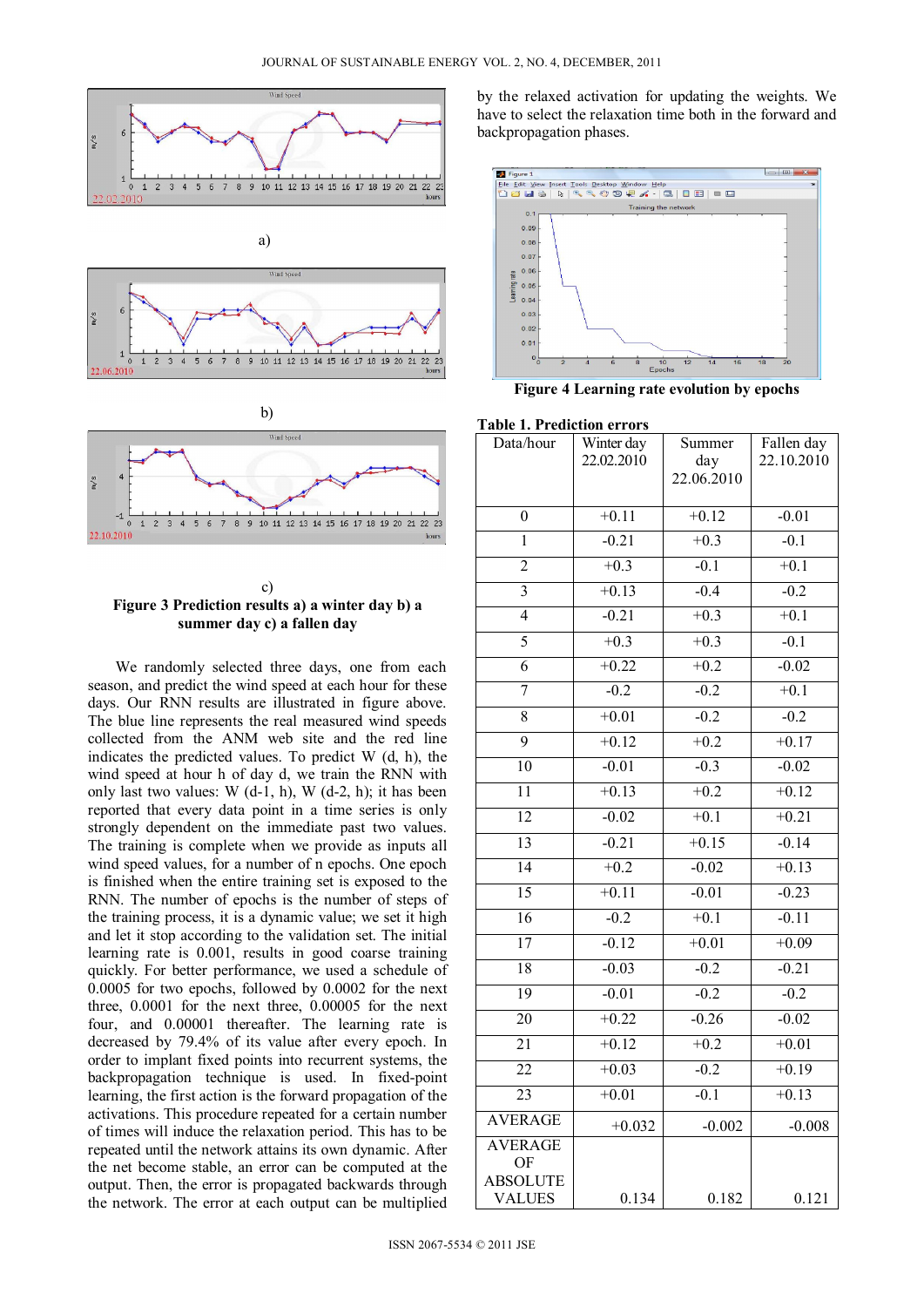a)

b)

c)

**Figure 3 Prediction results a) a winter day b) a summer day c) a fallen day**

We randomly selected three days, one from each season, and predict the wind speed at each hour for these days. Our RNN results are illustrated in figure above. The blue line represents the real measured wind speeds collected from the ANM web site and the red line indicates the predicted values. To predict W (d, h), the wind speed at hour h of day d, we train the RNN with only last two values: W (d-1, h), W (d-2, h); it has been reported that every data point in a time series is only strongly dependent on the immediate past two values. The training is complete when we provide as inputs all wind speed values, for a number of n epochs. One epoch is finished when the entire training set is exposed to the RNN. The number of epochs is the number of steps of the training process, it is a dynamic value; we set it high and let it stop according to the validation set. The initial learning rate is 0.001, results in good coarse training quickly. For better performance, we used a schedule of 0.0005 for two epochs, followed by 0.0002 for the next three, 0.0001 for the next three, 0.00005 for the next four, and 0.00001 thereafter. The learning rate is decreased by 79.4% of its value after every epoch. In order to implant fixed points into recurrent systems, the backpropagation technique is used. In fixed-point learning, the first action is the forward propagation of the activations. This procedure repeated for a certain number of times will induce the relaxation period. This has to be repeated until the network attains its own dynamic. After the net become stable, an error can be computed at the output. Then, the error is propagated backwards through the network. The error at each output can be multiplied by the relaxed activation for updating the weights. We have to select the relaxation time both in the forward and backpropagation phases.

**Figure 4 Learning rate evolution by epochs**

**Table 1. Prediction errors**

| Data/hour | Winter day 22.02.2010 | Summer day 22.06.2010 | Fallen day 22.10.2010 |
|---|---|---|---|
| 0 | +0.11 | +0.12 | -0.01 |
| 1 | -0.21 | +0.3 | -0.1 |
| 2 | +0.3 | -0.1 | +0.1 |
| 3 | +0.13 | -0.4 | -0.2 |
| 4 | -0.21 | +0.3 | +0.1 |
| 5 | +0.3 | +0.3 | -0.1 |
| 6 | +0.22 | +0.2 | -0.02 |
| 7 | -0.2 | -0.2 | +0.1 |
| 8 | +0.01 | -0.2 | -0.2 |
| 9 | +0.12 | +0.2 | +0.17 |
| 10 | -0.01 | -0.3 | -0.02 |
| 11 | +0.13 | +0.2 | +0.12 |
| 12 | -0.02 | +0.1 | +0.21 |
| 13 | -0.21 | +0.15 | -0.14 |
| 14 | +0.2 | -0.02 | +0.13 |
| 15 | +0.11 | -0.01 | -0.23 |
| 16 | -0.2 | +0.1 | -0.11 |
| 17 | -0.12 | +0.01 | +0.09 |
| 18 | -0.03 | -0.2 | -0.21 |
| 19 | -0.01 | -0.2 | -0.2 |
| 20 | +0.22 | -0.26 | -0.02 |
| 21 | +0.12 | +0.2 | +0.01 |
| 22 | +0.03 | -0.2 | +0.19 |
| 23 | +0.01 | -0.1 | +0.13 |
| AVERAGE | +0.032 | -0.002 | -0.008 |
| AVERAGE OF ABSOLUTE VALUES | 0.134 | 0.182 | 0.121 |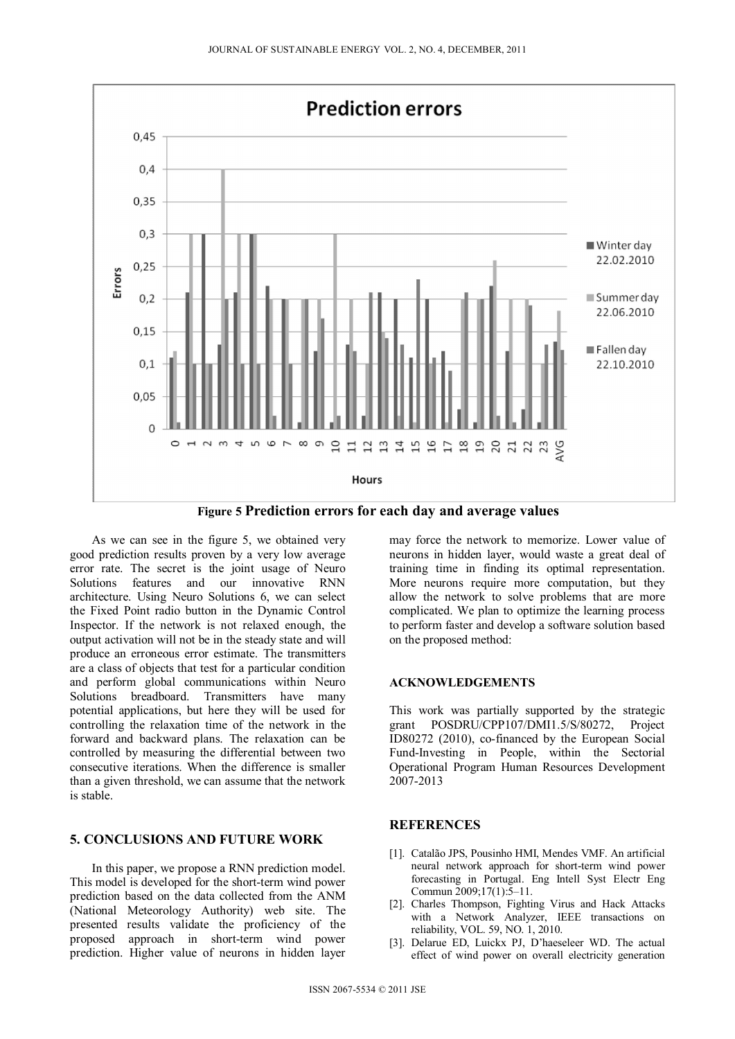**Figure 5** Prediction errors for each day and average values

As we can see in the figure 5, we obtained very good prediction results proven by a very low average error rate. The secret is the joint usage of Neuro Solutions features and our innovative RNN architecture. Using Neuro Solutions 6, we can select the Fixed Point radio button in the Dynamic Control Inspector. If the network is not relaxed enough, the output activation will not be in the steady state and will produce an erroneous error estimate. The transmitters are a class of objects that test for a particular condition and perform global communications within Neuro Solutions breadboard. Transmitters have many potential applications, but here they will be used for controlling the relaxation time of the network in the forward and backward plans. The relaxation can be controlled by measuring the differential between two consecutive iterations. When the difference is smaller than a given threshold, we can assume that the network is stable.

## 5. CONCLUSIONS AND FUTURE WORK

In this paper, we propose a RNN prediction model. This model is developed for the short-term wind power prediction based on the data collected from the ANM (National Meteorology Authority) web site. The presented results validate the proficiency of the proposed approach in short-term wind power prediction. Higher value of neurons in hidden layer may force the network to memorize. Lower value of neurons in hidden layer, would waste a great deal of training time in finding its optimal representation. More neurons require more computation, but they allow the network to solve problems that are more complicated. We plan to optimize the learning process to perform faster and develop a software solution based on the proposed method:

## ACKNOWLEDGEMENTS

This work was partially supported by the strategic grant POSDRU/CPP107/DMI1.5/S/80272, Project ID80272 (2010), co-financed by the European Social Fund-Investing in People, within the Sectorial Operational Program Human Resources Development 2007-2013

## REFERENCES

[1]. Catalão JPS, Pousinho HMI, Mendes VMF. An artificial neural network approach for short-term wind power forecasting in Portugal. Eng Intell Syst Electr Eng Commun 2009;17(1):5–11.

[2]. Charles Thompson, Fighting Virus and Hack Attacks with a Network Analyzer, IEEE transactions on reliability, VOL. 59, NO. 1, 2010.

[3]. Delarue ED, Luickx PJ, D'haeseleer WD. The actual effect of wind power on overall electricity generation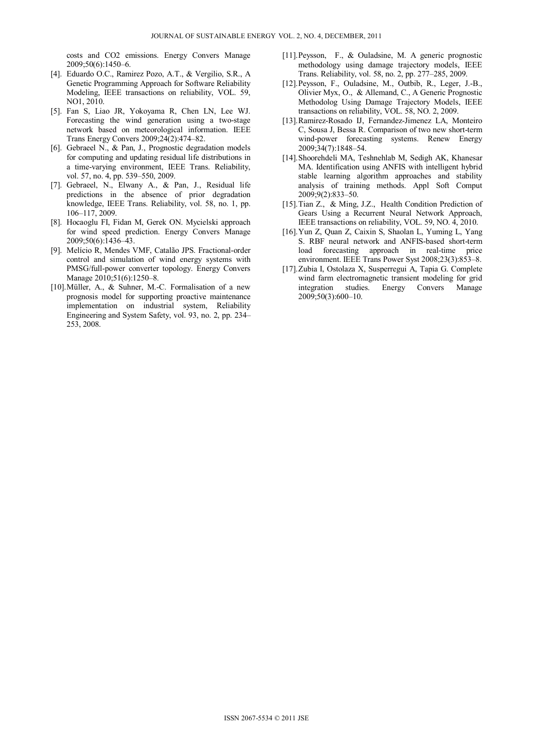costs and CO2 emissions. Energy Convers Manage 2009;50(6):1450–6.

[4]. Eduardo O.C., Ramirez Pozo, A.T., & Vergilio, S.R., A Genetic Programming Approach for Software Reliability Modeling, IEEE transactions on reliability, VOL. 59, NO1, 2010.

[5]. Fan S, Liao JR, Yokoyama R, Chen LN, Lee WJ. Forecasting the wind generation using a two-stage network based on meteorological information. IEEE Trans Energy Convers 2009;24(2):474–82.

[6]. Gebraeel N., & Pan, J., Prognostic degradation models for computing and updating residual life distributions in a time-varying environment, IEEE Trans. Reliability, vol. 57, no. 4, pp. 539–550, 2009.

[7]. Gebraeel, N., Elwany A., & Pan, J., Residual life predictions in the absence of prior degradation knowledge, IEEE Trans. Reliability, vol. 58, no. 1, pp. 106–117, 2009.

[8]. Hocaoglu FI, Fidan M, Gerek ON. Mycielski approach for wind speed prediction. Energy Convers Manage 2009;50(6):1436–43.

[9]. Melício R, Mendes VMF, Catalão JPS. Fractional-order control and simulation of wind energy systems with PMSG/full-power converter topology. Energy Convers Manage 2010;51(6):1250–8.

[10]. Müller, A., & Suhner, M.-C. Formalisation of a new prognosis model for supporting proactive maintenance implementation on industrial system, Reliability Engineering and System Safety, vol. 93, no. 2, pp. 234–253, 2008.

[11]. Peysson, F., & Ouladsine, M. A generic prognostic methodology using damage trajectory models, IEEE Trans. Reliability, vol. 58, no. 2, pp. 277–285, 2009.

[12]. Peysson, F., Ouladsine, M., Outbib, R., Leger, J.-B., Olivier Myx, O., & Allemand, C., A Generic Prognostic Methodolog Using Damage Trajectory Models, IEEE transactions on reliability, VOL. 58, NO. 2, 2009.

[13]. Ramirez-Rosado IJ, Fernandez-Jimenez LA, Monteiro C, Sousa J, Bessa R. Comparison of two new short-term wind-power forecasting systems. Renew Energy 2009;34(7):1848–54.

[14]. Shoorehdeli MA, Teshnehlab M, Sedigh AK, Khanesar MA. Identification using ANFIS with intelligent hybrid stable learning algorithm approaches and stability analysis of training methods. Appl Soft Comput 2009;9(2):833–50.

[15]. Tian Z., & Ming, J.Z., Health Condition Prediction of Gears Using a Recurrent Neural Network Approach, IEEE transactions on reliability, VOL. 59, NO. 4, 2010.

[16]. Yun Z, Quan Z, Caixin S, Shaolan L, Yuming L, Yang S. RBF neural network and ANFIS-based short-term load forecasting approach in real-time price environment. IEEE Trans Power Syst 2008;23(3):853–8.

[17]. Zubia I, Ostolaza X, Susperregui A, Tapia G. Complete wind farm electromagnetic transient modeling for grid integration studies. Energy Convers Manage 2009;50(3):600–10.